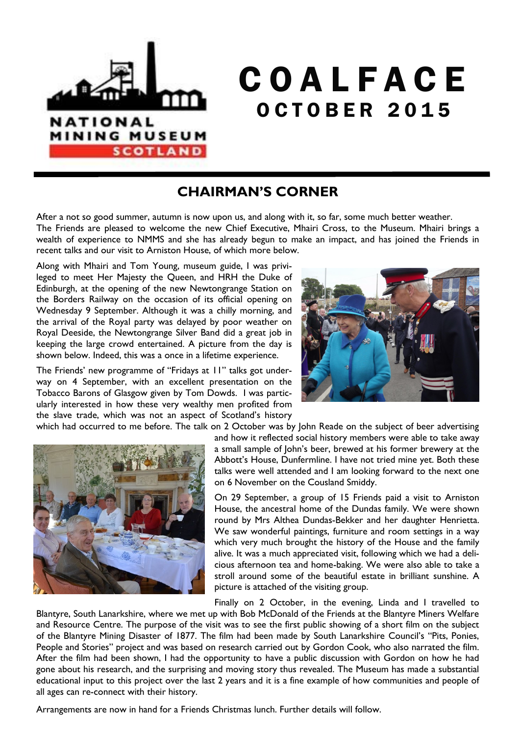NATIONAL MINING MUSEUM SCOTLAND

# COALFACE

## OCTOBER 2015

## CHAIRMAN'S CORNER

After a not so good summer, autumn is now upon us, and along with it, so far, some much better weather. The Friends are pleased to welcome the new Chief Executive, Mhairi Cross, to the Museum. Mhairi brings a wealth of experience to NMMS and she has already begun to make an impact, and has joined the Friends in recent talks and our visit to Arniston House, of which more below.

Along with Mhairi and Tom Young, museum guide, I was privileged to meet Her Majesty the Queen, and HRH the Duke of Edinburgh, at the opening of the new Newtongrange Station on the Borders Railway on the occasion of its official opening on Wednesday 9 September. Although it was a chilly morning, and the arrival of the Royal party was delayed by poor weather on Royal Deeside, the Newtongrange Silver Band did a great job in keeping the large crowd entertained. A picture from the day is shown below. Indeed, this was a once in a lifetime experience.

The Friends' new programme of "Fridays at 11" talks got underway on 4 September, with an excellent presentation on the Tobacco Barons of Glasgow given by Tom Dowds. I was particularly interested in how these very wealthy men profited from the slave trade, which was not an aspect of Scotland's history which had occurred to me before. The talk on 2 October was by John Reade on the subject of beer advertising and how it reflected social history members were able to take away a small sample of John's beer, brewed at his former brewery at the Abbott's House, Dunfermline. I have not tried mine yet. Both these talks were well attended and I am looking forward to the next one on 6 November on the Cousland Smiddy.

On 29 September, a group of 15 Friends paid a visit to Arniston House, the ancestral home of the Dundas family. We were shown round by Mrs Althea Dundas-Bekker and her daughter Henrietta. We saw wonderful paintings, furniture and room settings in a way which very much brought the history of the House and the family alive. It was a much appreciated visit, following which we had a delicious afternoon tea and home-baking. We were also able to take a stroll around some of the beautiful estate in brilliant sunshine. A picture is attached of the visiting group.

Finally on 2 October, in the evening, Linda and I travelled to Blantyre, South Lanarkshire, where we met up with Bob McDonald of the Friends at the Blantyre Miners Welfare and Resource Centre. The purpose of the visit was to see the first public showing of a short film on the subject of the Blantyre Mining Disaster of 1877. The film had been made by South Lanarkshire Council's "Pits, Ponies, People and Stories" project and was based on research carried out by Gordon Cook, who also narrated the film. After the film had been shown, I had the opportunity to have a public discussion with Gordon on how he had gone about his research, and the surprising and moving story thus revealed. The Museum has made a substantial educational input to this project over the last 2 years and it is a fine example of how communities and people of all ages can re-connect with their history.

Arrangements are now in hand for a Friends Christmas lunch. Further details will follow.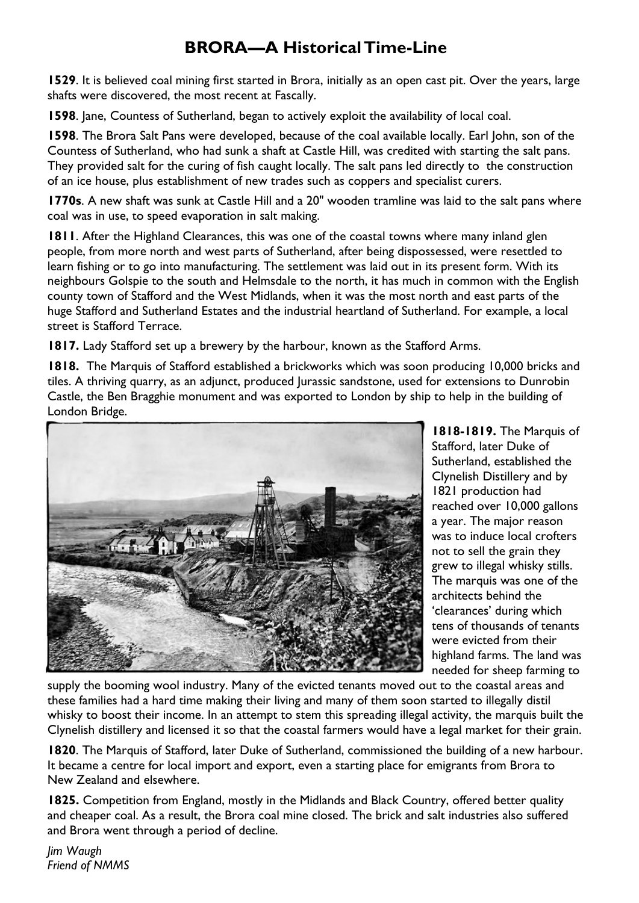# BRORA—A Historical Time-Line

**1529**. It is believed coal mining first started in Brora, initially as an open cast pit. Over the years, large shafts were discovered, the most recent at Fascally.

**1598**. Jane, Countess of Sutherland, began to actively exploit the availability of local coal.

**1598**. The Brora Salt Pans were developed, because of the coal available locally. Earl John, son of the Countess of Sutherland, who had sunk a shaft at Castle Hill, was credited with starting the salt pans. They provided salt for the curing of fish caught locally. The salt pans led directly to the construction of an ice house, plus establishment of new trades such as coppers and specialist curers.

**1770s**. A new shaft was sunk at Castle Hill and a 20" wooden tramline was laid to the salt pans where coal was in use, to speed evaporation in salt making.

**1811**. After the Highland Clearances, this was one of the coastal towns where many inland glen people, from more north and west parts of Sutherland, after being dispossessed, were resettled to learn fishing or to go into manufacturing. The settlement was laid out in its present form. With its neighbours Golspie to the south and Helmsdale to the north, it has much in common with the English county town of Stafford and the West Midlands, when it was the most north and east parts of the huge Stafford and Sutherland Estates and the industrial heartland of Sutherland. For example, a local street is Stafford Terrace.

**1817.** Lady Stafford set up a brewery by the harbour, known as the Stafford Arms.

**1818.** The Marquis of Stafford established a brickworks which was soon producing 10,000 bricks and tiles. A thriving quarry, as an adjunct, produced Jurassic sandstone, used for extensions to Dunrobin Castle, the Ben Bragghie monument and was exported to London by ship to help in the building of London Bridge.

**1818-1819.** The Marquis of Stafford, later Duke of Sutherland, established the Clynelish Distillery and by 1821 production had reached over 10,000 gallons a year. The major reason was to induce local crofters not to sell the grain they grew to illegal whisky stills. The marquis was one of the architects behind the 'clearances' during which tens of thousands of tenants were evicted from their highland farms. The land was needed for sheep farming to supply the booming wool industry. Many of the evicted tenants moved out to the coastal areas and these families had a hard time making their living and many of them soon started to illegally distil whisky to boost their income. In an attempt to stem this spreading illegal activity, the marquis built the Clynelish distillery and licensed it so that the coastal farmers would have a legal market for their grain.

**1820**. The Marquis of Stafford, later Duke of Sutherland, commissioned the building of a new harbour. It became a centre for local import and export, even a starting place for emigrants from Brora to New Zealand and elsewhere.

**1825.** Competition from England, mostly in the Midlands and Black Country, offered better quality and cheaper coal. As a result, the Brora coal mine closed. The brick and salt industries also suffered and Brora went through a period of decline.

*Jim Waugh*
*Friend of NMMS*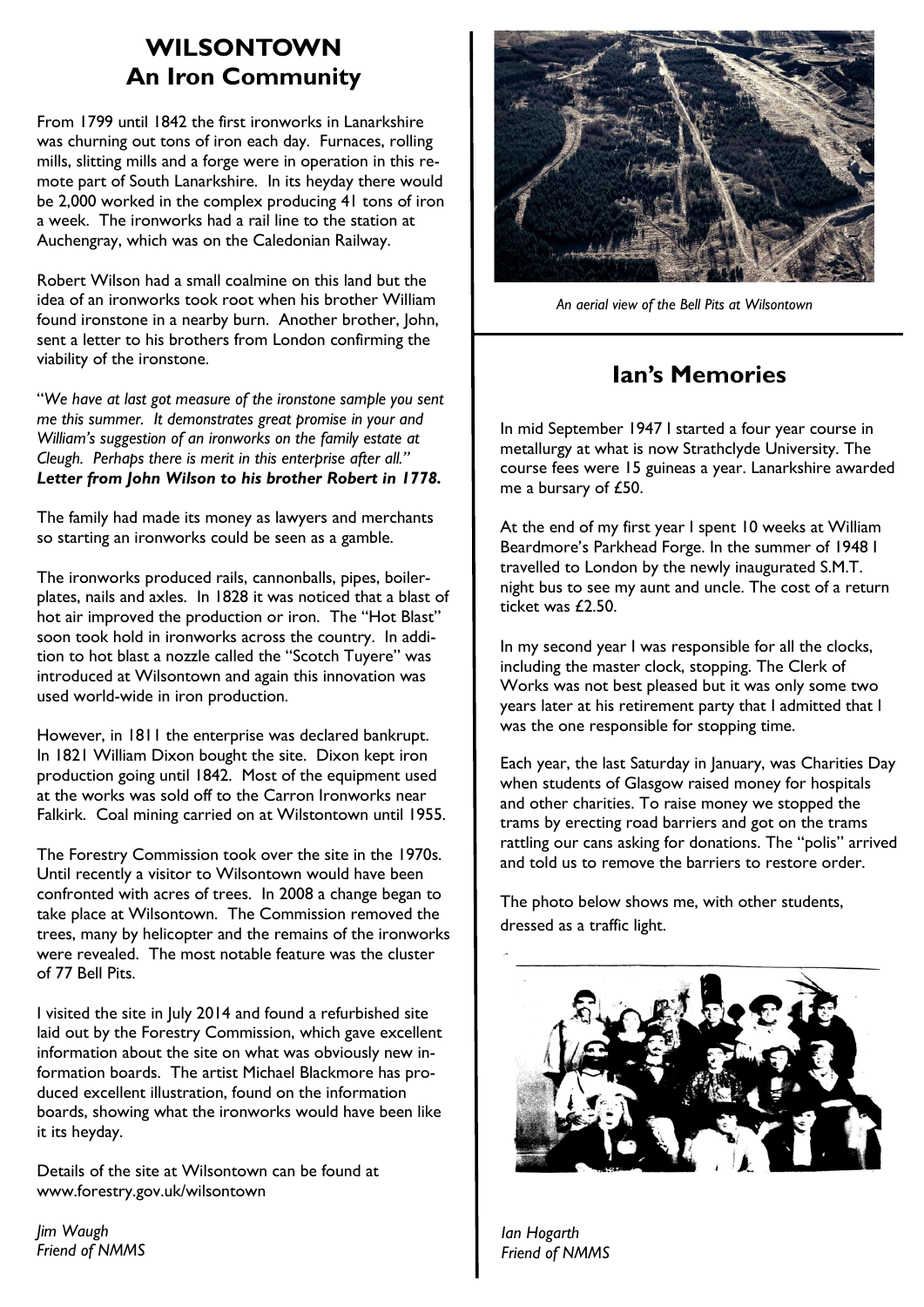# WILSONTOWN
## An Iron Community

From 1799 until 1842 the first ironworks in Lanarkshire was churning out tons of iron each day. Furnaces, rolling mills, slitting mills and a forge were in operation in this remote part of South Lanarkshire. In its heyday there would be 2,000 worked in the complex producing 41 tons of iron a week. The ironworks had a rail line to the station at Auchengray, which was on the Caledonian Railway.

Robert Wilson had a small coalmine on this land but the idea of an ironworks took root when his brother William found ironstone in a nearby burn. Another brother, John, sent a letter to his brothers from London confirming the viability of the ironstone.

"*We have at last got measure of the ironstone sample you sent me this summer. It demonstrates great promise in your and William's suggestion of an ironworks on the family estate at Cleugh. Perhaps there is merit in this enterprise after all."*
***Letter from John Wilson to his brother Robert in 1778.***

The family had made its money as lawyers and merchants so starting an ironworks could be seen as a gamble.

The ironworks produced rails, cannonballs, pipes, boiler-plates, nails and axles. In 1828 it was noticed that a blast of hot air improved the production or iron. The "Hot Blast" soon took hold in ironworks across the country. In addition to hot blast a nozzle called the "Scotch Tuyere" was introduced at Wilsontown and again this innovation was used world-wide in iron production.

However, in 1811 the enterprise was declared bankrupt. In 1821 William Dixon bought the site. Dixon kept iron production going until 1842. Most of the equipment used at the works was sold off to the Carron Ironworks near Falkirk. Coal mining carried on at Wilstontown until 1955.

The Forestry Commission took over the site in the 1970s. Until recently a visitor to Wilsontown would have been confronted with acres of trees. In 2008 a change began to take place at Wilsontown. The Commission removed the trees, many by helicopter and the remains of the ironworks were revealed. The most notable feature was the cluster of 77 Bell Pits.

I visited the site in July 2014 and found a refurbished site laid out by the Forestry Commission, which gave excellent information about the site on what was obviously new information boards. The artist Michael Blackmore has produced excellent illustration, found on the information boards, showing what the ironworks would have been like it its heyday.

Details of the site at Wilsontown can be found at www.forestry.gov.uk/wilsontown

*Jim Waugh*
*Friend of NMMS*

*An aerial view of the Bell Pits at Wilsontown*

## Ian's Memories

In mid September 1947 I started a four year course in metallurgy at what is now Strathclyde University. The course fees were 15 guineas a year. Lanarkshire awarded me a bursary of £50.

At the end of my first year I spent 10 weeks at William Beardmore's Parkhead Forge. In the summer of 1948 I travelled to London by the newly inaugurated S.M.T. night bus to see my aunt and uncle. The cost of a return ticket was £2.50.

In my second year I was responsible for all the clocks, including the master clock, stopping. The Clerk of Works was not best pleased but it was only some two years later at his retirement party that I admitted that I was the one responsible for stopping time.

Each year, the last Saturday in January, was Charities Day when students of Glasgow raised money for hospitals and other charities. To raise money we stopped the trams by erecting road barriers and got on the trams rattling our cans asking for donations. The "polis" arrived and told us to remove the barriers to restore order.

The photo below shows me, with other students, dressed as a traffic light.

*Ian Hogarth*
*Friend of NMMS*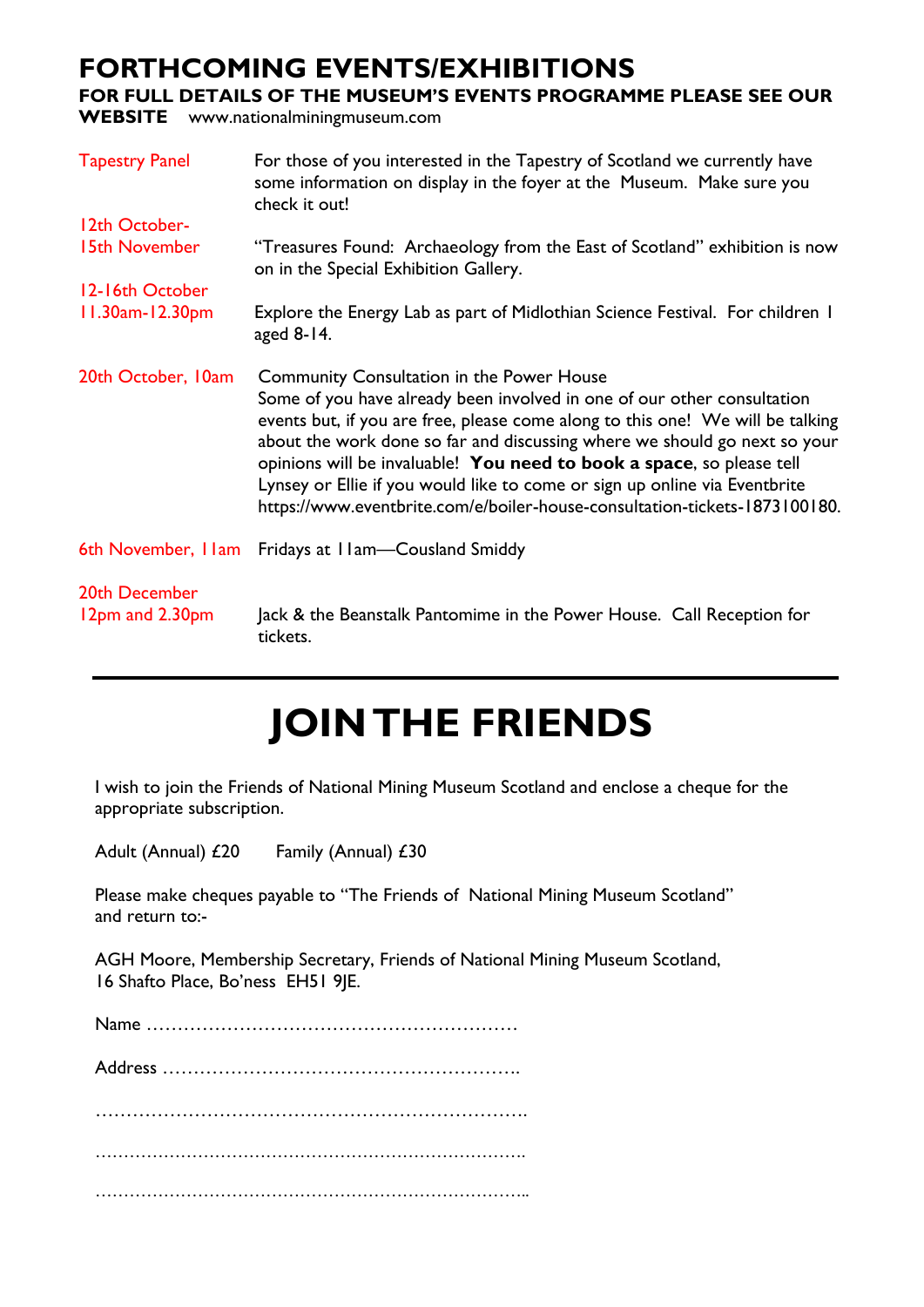# FORTHCOMING EVENTS/EXHIBITIONS

**FOR FULL DETAILS OF THE MUSEUM'S EVENTS PROGRAMME PLEASE SEE OUR WEBSITE** www.nationalminingmuseum.com

| | |
|---|---|
| Tapestry Panel | For those of you interested in the Tapestry of Scotland we currently have some information on display in the foyer at the Museum. Make sure you check it out! |
| 12th October-15th November | "Treasures Found: Archaeology from the East of Scotland" exhibition is now on in the Special Exhibition Gallery. |
| 12-16th October 11.30am-12.30pm | Explore the Energy Lab as part of Midlothian Science Festival. For children I aged 8-14. |
| 20th October, 10am | Community Consultation in the Power House<br>Some of you have already been involved in one of our other consultation events but, if you are free, please come along to this one! We will be talking about the work done so far and discussing where we should go next so your opinions will be invaluable! **You need to book a space**, so please tell Lynsey or Ellie if you would like to come or sign up online via Eventbrite https://www.eventbrite.com/e/boiler-house-consultation-tickets-18731001 80. |
| 6th November, 11am | Fridays at 11am—Cousland Smiddy |
| 20th December 12pm and 2.30pm | Jack & the Beanstalk Pantomime in the Power House. Call Reception for tickets. |

---

# JOIN THE FRIENDS

I wish to join the Friends of National Mining Museum Scotland and enclose a cheque for the appropriate subscription.

Adult (Annual) £20 Family (Annual) £30

Please make cheques payable to "The Friends of National Mining Museum Scotland" and return to:-

AGH Moore, Membership Secretary, Friends of National Mining Museum Scotland, 16 Shafto Place, Bo'ness EH51 9JE.

Name ………………………………………………………

Address …………………………………………………….

…………………………………………………………….

…………………………………………………………….

…………………………………………………………….